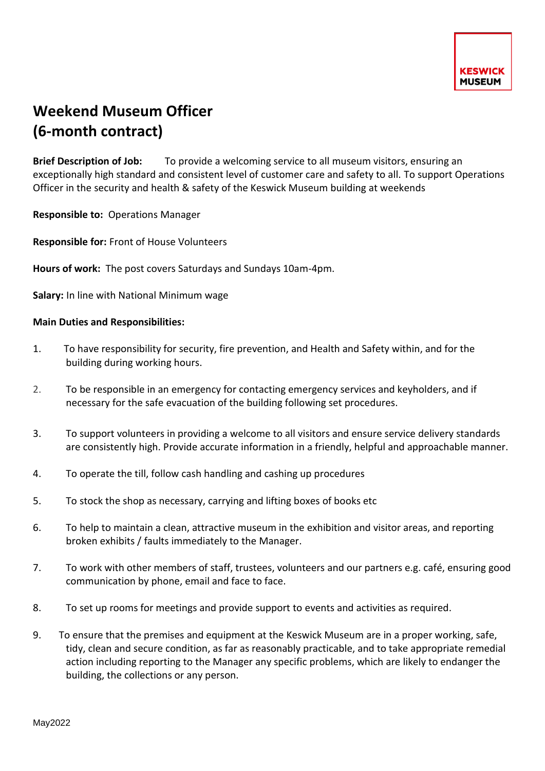KESWICK MUSEUM

# Weekend Museum Officer
# (6-month contract)

**Brief Description of Job:** To provide a welcoming service to all museum visitors, ensuring an exceptionally high standard and consistent level of customer care and safety to all. To support Operations Officer in the security and health & safety of the Keswick Museum building at weekends

**Responsible to:** Operations Manager

**Responsible for:** Front of House Volunteers

**Hours of work:** The post covers Saturdays and Sundays 10am-4pm.

**Salary:** In line with National Minimum wage

**Main Duties and Responsibilities:**

1. To have responsibility for security, fire prevention, and Health and Safety within, and for the building during working hours.

2. To be responsible in an emergency for contacting emergency services and keyholders, and if necessary for the safe evacuation of the building following set procedures.

3. To support volunteers in providing a welcome to all visitors and ensure service delivery standards are consistently high. Provide accurate information in a friendly, helpful and approachable manner.

4. To operate the till, follow cash handling and cashing up procedures

5. To stock the shop as necessary, carrying and lifting boxes of books etc

6. To help to maintain a clean, attractive museum in the exhibition and visitor areas, and reporting broken exhibits / faults immediately to the Manager.

7. To work with other members of staff, trustees, volunteers and our partners e.g. café, ensuring good communication by phone, email and face to face.

8. To set up rooms for meetings and provide support to events and activities as required.

9. To ensure that the premises and equipment at the Keswick Museum are in a proper working, safe, tidy, clean and secure condition, as far as reasonably practicable, and to take appropriate remedial action including reporting to the Manager any specific problems, which are likely to endanger the building, the collections or any person.

May2022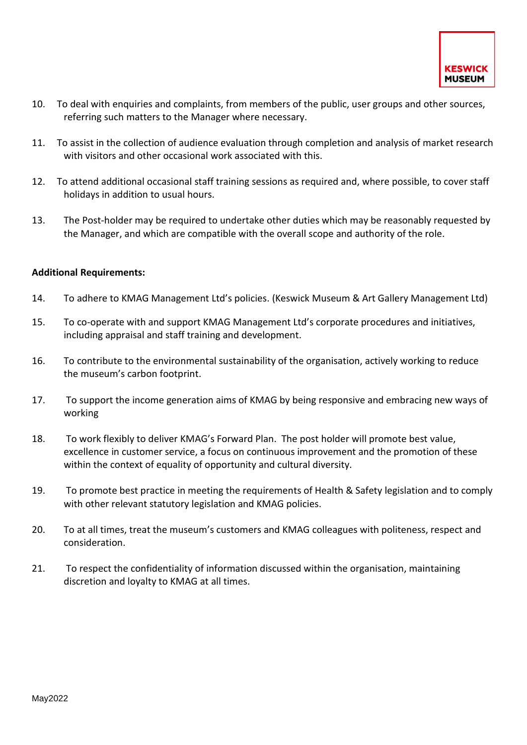10. To deal with enquiries and complaints, from members of the public, user groups and other sources, referring such matters to the Manager where necessary.

11. To assist in the collection of audience evaluation through completion and analysis of market research with visitors and other occasional work associated with this.

12. To attend additional occasional staff training sessions as required and, where possible, to cover staff holidays in addition to usual hours.

13. The Post-holder may be required to undertake other duties which may be reasonably requested by the Manager, and which are compatible with the overall scope and authority of the role.

**Additional Requirements:**

14. To adhere to KMAG Management Ltd's policies. (Keswick Museum & Art Gallery Management Ltd)

15. To co-operate with and support KMAG Management Ltd's corporate procedures and initiatives, including appraisal and staff training and development.

16. To contribute to the environmental sustainability of the organisation, actively working to reduce the museum's carbon footprint.

17. To support the income generation aims of KMAG by being responsive and embracing new ways of working

18. To work flexibly to deliver KMAG's Forward Plan. The post holder will promote best value, excellence in customer service, a focus on continuous improvement and the promotion of these within the context of equality of opportunity and cultural diversity.

19. To promote best practice in meeting the requirements of Health & Safety legislation and to comply with other relevant statutory legislation and KMAG policies.

20. To at all times, treat the museum's customers and KMAG colleagues with politeness, respect and consideration.

21. To respect the confidentiality of information discussed within the organisation, maintaining discretion and loyalty to KMAG at all times.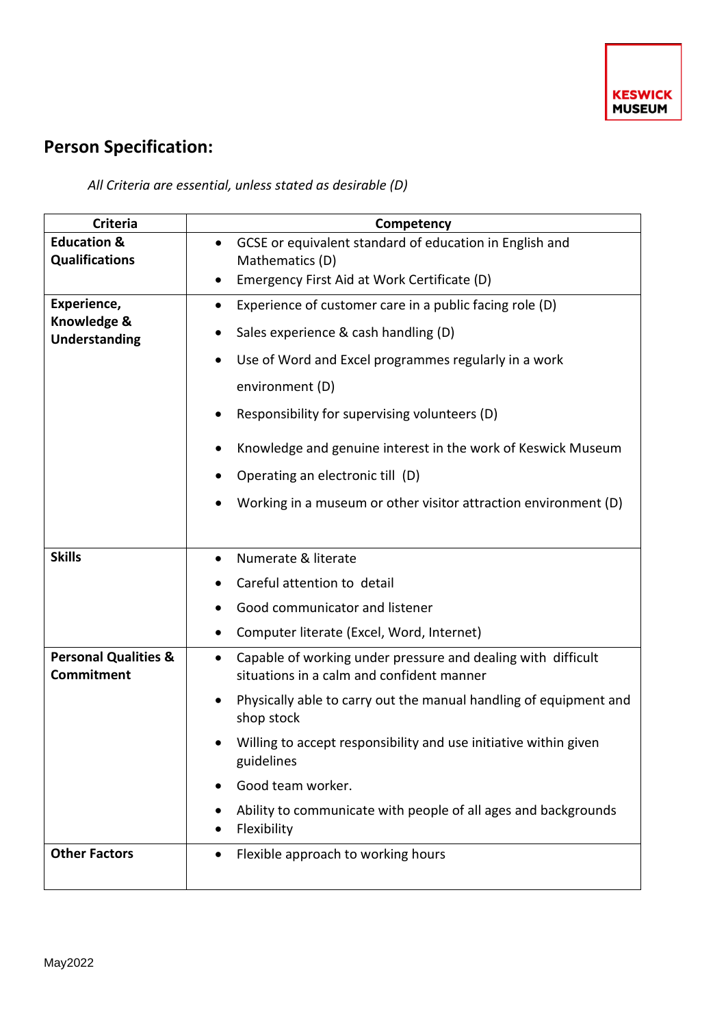KESWICK MUSEUM

## Person Specification:

*All Criteria are essential, unless stated as desirable (D)*

| Criteria | Competency |
|---|---|
| **Education & Qualifications** | • GCSE or equivalent standard of education in English and Mathematics (D)<br>• Emergency First Aid at Work Certificate (D) |
| **Experience, Knowledge & Understanding** | • Experience of customer care in a public facing role (D)<br>• Sales experience & cash handling (D)<br>• Use of Word and Excel programmes regularly in a work environment (D)<br>• Responsibility for supervising volunteers (D)<br>• Knowledge and genuine interest in the work of Keswick Museum<br>• Operating an electronic till (D)<br>• Working in a museum or other visitor attraction environment (D) |
| **Skills** | • Numerate & literate<br>• Careful attention to detail<br>• Good communicator and listener<br>• Computer literate (Excel, Word, Internet) |
| **Personal Qualities & Commitment** | • Capable of working under pressure and dealing with difficult situations in a calm and confident manner<br>• Physically able to carry out the manual handling of equipment and shop stock<br>• Willing to accept responsibility and use initiative within given guidelines<br>• Good team worker.<br>• Ability to communicate with people of all ages and backgrounds<br>• Flexibility |
| **Other Factors** | • Flexible approach to working hours |

May2022